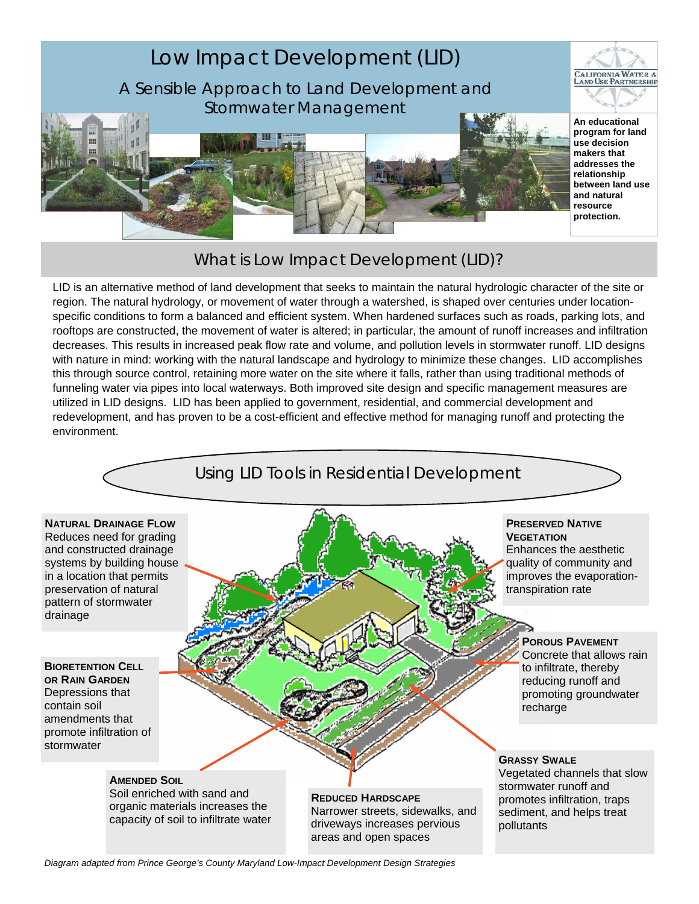# Low Impact Development (LID)

## A Sensible Approach to Land Development and Stormwater Management

CALIFORNIA WATER & LAND USE PARTNERSHIP

**An educational program for land use decision makers that addresses the relationship between land use and natural resource protection.**

## What is Low Impact Development (LID)?

LID is an alternative method of land development that seeks to maintain the natural hydrologic character of the site or region. The natural hydrology, or movement of water through a watershed, is shaped over centuries under location-specific conditions to form a balanced and efficient system. When hardened surfaces such as roads, parking lots, and rooftops are constructed, the movement of water is altered; in particular, the amount of runoff increases and infiltration decreases. This results in increased peak flow rate and volume, and pollution levels in stormwater runoff. LID designs with nature in mind: working with the natural landscape and hydrology to minimize these changes. LID accomplishes this through source control, retaining more water on the site where it falls, rather than using traditional methods of funneling water via pipes into local waterways. Both improved site design and specific management measures are utilized in LID designs. LID has been applied to government, residential, and commercial development and redevelopment, and has proven to be a cost-efficient and effective method for managing runoff and protecting the environment.

## Using LID Tools in Residential Development

**NATURAL DRAINAGE FLOW**
Reduces need for grading and constructed drainage systems by building house in a location that permits preservation of natural pattern of stormwater drainage

**PRESERVED NATIVE VEGETATION**
Enhances the aesthetic quality of community and improves the evaporation-transpiration rate

**BIORETENTION CELL OR RAIN GARDEN**
Depressions that contain soil amendments that promote infiltration of stormwater

**POROUS PAVEMENT**
Concrete that allows rain to infiltrate, thereby reducing runoff and promoting groundwater recharge

**AMENDED SOIL**
Soil enriched with sand and organic materials increases the capacity of soil to infiltrate water

**REDUCED HARDSCAPE**
Narrower streets, sidewalks, and driveways increases pervious areas and open spaces

**GRASSY SWALE**
Vegetated channels that slow stormwater runoff and promotes infiltration, traps sediment, and helps treat pollutants

*Diagram adapted from Prince George's County Maryland Low-Impact Development Design Strategies*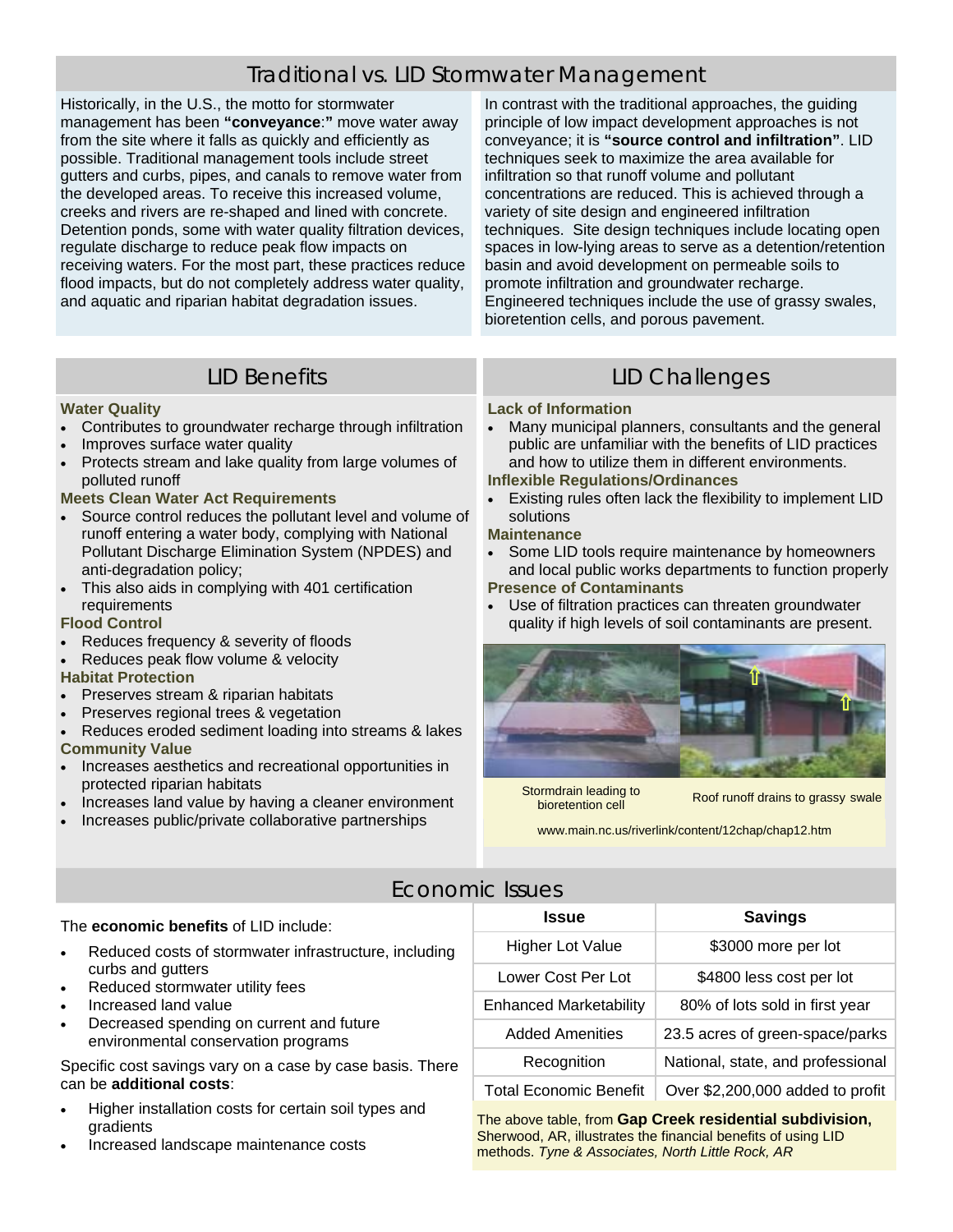## Traditional vs. LID Stormwater Management

Historically, in the U.S., the motto for stormwater management has been **"conveyance:"** move water away from the site where it falls as quickly and efficiently as possible. Traditional management tools include street gutters and curbs, pipes, and canals to remove water from the developed areas. To receive this increased volume, creeks and rivers are re-shaped and lined with concrete. Detention ponds, some with water quality filtration devices, regulate discharge to reduce peak flow impacts on receiving waters. For the most part, these practices reduce flood impacts, but do not completely address water quality, and aquatic and riparian habitat degradation issues.

In contrast with the traditional approaches, the guiding principle of low impact development approaches is not conveyance; it is **"source control and infiltration"**. LID techniques seek to maximize the area available for infiltration so that runoff volume and pollutant concentrations are reduced. This is achieved through a variety of site design and engineered infiltration techniques. Site design techniques include locating open spaces in low-lying areas to serve as a detention/retention basin and avoid development on permeable soils to promote infiltration and groundwater recharge. Engineered techniques include the use of grassy swales, bioretention cells, and porous pavement.

## LID Benefits

**Water Quality**

- Contributes to groundwater recharge through infiltration
- Improves surface water quality
- Protects stream and lake quality from large volumes of polluted runoff

**Meets Clean Water Act Requirements**

- Source control reduces the pollutant level and volume of runoff entering a water body, complying with National Pollutant Discharge Elimination System (NPDES) and anti-degradation policy;
- This also aids in complying with 401 certification requirements

**Flood Control**

- Reduces frequency & severity of floods
- Reduces peak flow volume & velocity

**Habitat Protection**

- Preserves stream & riparian habitats
- Preserves regional trees & vegetation
- Reduces eroded sediment loading into streams & lakes

**Community Value**

- Increases aesthetics and recreational opportunities in protected riparian habitats
- Increases land value by having a cleaner environment
- Increases public/private collaborative partnerships

## LID Challenges

**Lack of Information**

- Many municipal planners, consultants and the general public are unfamiliar with the benefits of LID practices and how to utilize them in different environments.

**Inflexible Regulations/Ordinances**

- Existing rules often lack the flexibility to implement LID solutions

**Maintenance**

- Some LID tools require maintenance by homeowners and local public works departments to function properly

**Presence of Contaminants**

- Use of filtration practices can threaten groundwater quality if high levels of soil contaminants are present.

Stormdrain leading to bioretention cell

Roof runoff drains to grassy swale

www.main.nc.us/riverlink/content/12chap/chap12.htm

## Economic Issues

The **economic benefits** of LID include:

- Reduced costs of stormwater infrastructure, including curbs and gutters
- Reduced stormwater utility fees
- Increased land value
- Decreased spending on current and future environmental conservation programs

Specific cost savings vary on a case by case basis. There can be **additional costs**:

- Higher installation costs for certain soil types and gradients
- Increased landscape maintenance costs

| Issue | Savings |
|---|---|
| Higher Lot Value | $3000 more per lot |
| Lower Cost Per Lot | $4800 less cost per lot |
| Enhanced Marketability | 80% of lots sold in first year |
| Added Amenities | 23.5 acres of green-space/parks |
| Recognition | National, state, and professional |
| Total Economic Benefit | Over $2,200,000 added to profit |

The above table, from **Gap Creek residential subdivision,** Sherwood, AR, illustrates the financial benefits of using LID methods. *Tyne & Associates, North Little Rock, AR*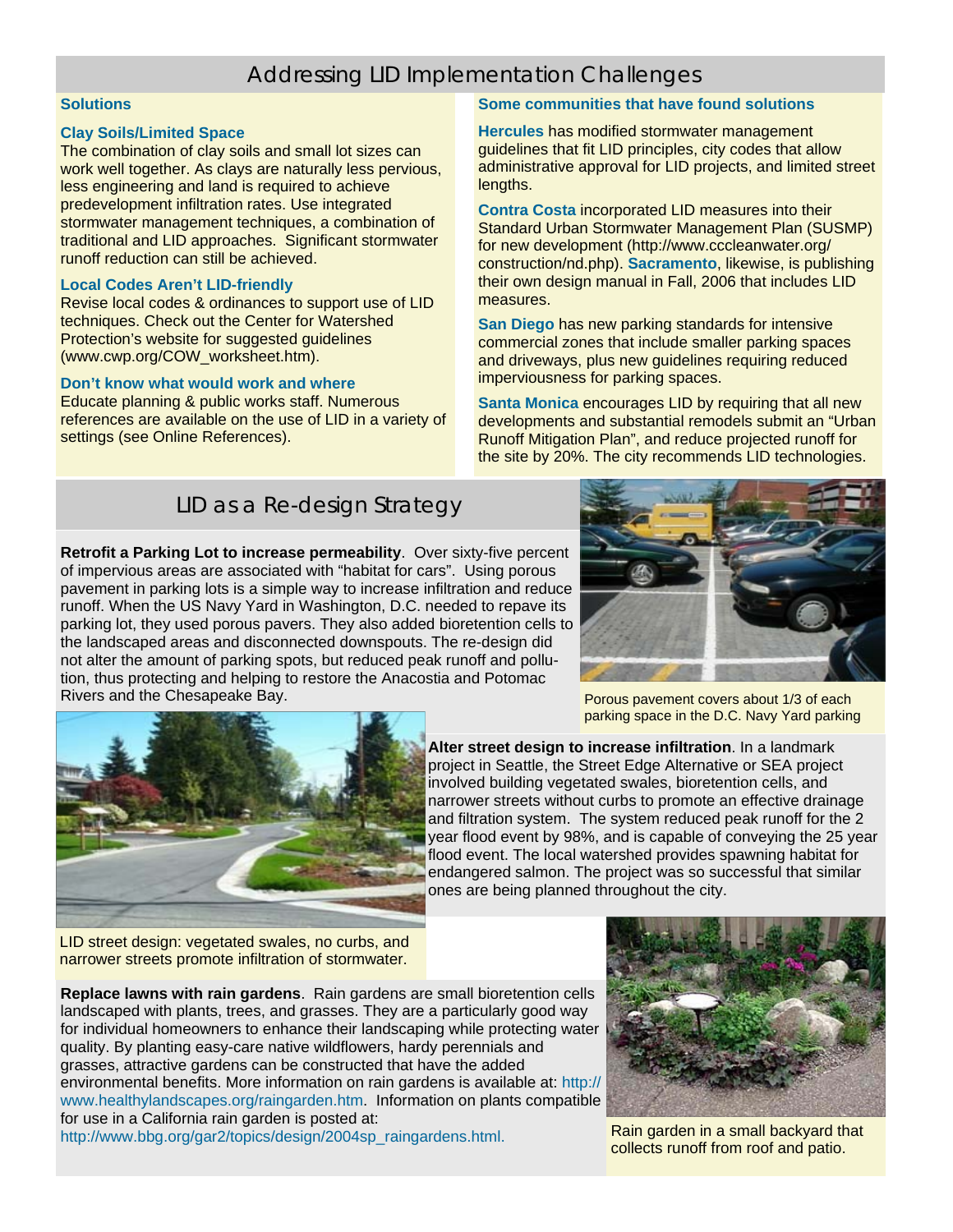## Addressing LID Implementation Challenges

### Solutions

**Clay Soils/Limited Space**

The combination of clay soils and small lot sizes can work well together. As clays are naturally less pervious, less engineering and land is required to achieve predevelopment infiltration rates. Use integrated stormwater management techniques, a combination of traditional and LID approaches. Significant stormwater runoff reduction can still be achieved.

**Local Codes Aren't LID-friendly**

Revise local codes & ordinances to support use of LID techniques. Check out the Center for Watershed Protection's website for suggested guidelines (www.cwp.org/COW_worksheet.htm).

**Don't know what would work and where**

Educate planning & public works staff. Numerous references are available on the use of LID in a variety of settings (see Online References).

### Some communities that have found solutions

**Hercules** has modified stormwater management guidelines that fit LID principles, city codes that allow administrative approval for LID projects, and limited street lengths.

**Contra Costa** incorporated LID measures into their Standard Urban Stormwater Management Plan (SUSMP) for new development (http://www.cccleanwater.org/construction/nd.php). **Sacramento**, likewise, is publishing their own design manual in Fall, 2006 that includes LID measures.

**San Diego** has new parking standards for intensive commercial zones that include smaller parking spaces and driveways, plus new guidelines requiring reduced imperviousness for parking spaces.

**Santa Monica** encourages LID by requiring that all new developments and substantial remodels submit an "Urban Runoff Mitigation Plan", and reduce projected runoff for the site by 20%. The city recommends LID technologies.

## LID as a Re-design Strategy

**Retrofit a Parking Lot to increase permeability**. Over sixty-five percent of impervious areas are associated with "habitat for cars". Using porous pavement in parking lots is a simple way to increase infiltration and reduce runoff. When the US Navy Yard in Washington, D.C. needed to repave its parking lot, they used porous pavers. They also added bioretention cells to the landscaped areas and disconnected downspouts. The re-design did not alter the amount of parking spots, but reduced peak runoff and pollution, thus protecting and helping to restore the Anacostia and Potomac Rivers and the Chesapeake Bay.

Porous pavement covers about 1/3 of each parking space in the D.C. Navy Yard parking

**Alter street design to increase infiltration**. In a landmark project in Seattle, the Street Edge Alternative or SEA project involved building vegetated swales, bioretention cells, and narrower streets without curbs to promote an effective drainage and filtration system. The system reduced peak runoff for the 2 year flood event by 98%, and is capable of conveying the 25 year flood event. The local watershed provides spawning habitat for endangered salmon. The project was so successful that similar ones are being planned throughout the city.

LID street design: vegetated swales, no curbs, and narrower streets promote infiltration of stormwater.

**Replace lawns with rain gardens**. Rain gardens are small bioretention cells landscaped with plants, trees, and grasses. They are a particularly good way for individual homeowners to enhance their landscaping while protecting water quality. By planting easy-care native wildflowers, hardy perennials and grasses, attractive gardens can be constructed that have the added environmental benefits. More information on rain gardens is available at: http://www.healthylandscapes.org/raingarden.htm. Information on plants compatible for use in a California rain garden is posted at: http://www.bbg.org/gar2/topics/design/2004sp_raingardens.html.

Rain garden in a small backyard that collects runoff from roof and patio.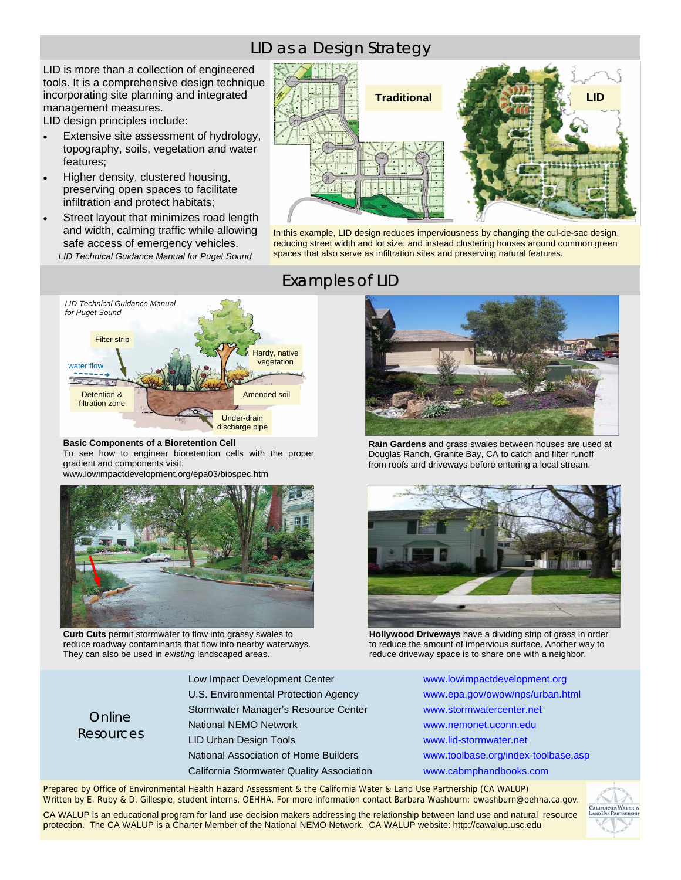## LID as a Design Strategy

LID is more than a collection of engineered tools. It is a comprehensive design technique incorporating site planning and integrated management measures.

LID design principles include:

- Extensive site assessment of hydrology, topography, soils, vegetation and water features;
- Higher density, clustered housing, preserving open spaces to facilitate infiltration and protect habitats;
- Street layout that minimizes road length and width, calming traffic while allowing safe access of emergency vehicles.

*LID Technical Guidance Manual for Puget Sound*

Traditional

LID

In this example, LID design reduces imperviousness by changing the cul-de-sac design, reducing street width and lot size, and instead clustering houses around common green spaces that also serve as infiltration sites and preserving natural features.

## Examples of LID

*LID Technical Guidance Manual for Puget Sound*

Filter strip

water flow

Hardy, native vegetation

Detention & filtration zone

Amended soil

Under-drain discharge pipe

**Basic Components of a Bioretention Cell**
To see how to engineer bioretention cells with the proper gradient and components visit:
www.lowimpactdevelopment.org/epa03/biospec.htm

**Rain Gardens** and grass swales between houses are used at Douglas Ranch, Granite Bay, CA to catch and filter runoff from roofs and driveways before entering a local stream.

**Curb Cuts** permit stormwater to flow into grassy swales to reduce roadway contaminants that flow into nearby waterways. They can also be used in *existing* landscaped areas.

**Hollywood Driveways** have a dividing strip of grass in order to reduce the amount of impervious surface. Another way to reduce driveway space is to share one with a neighbor.

### Online Resources

| | |
|---|---|
| Low Impact Development Center | www.lowimpactdevelopment.org |
| U.S. Environmental Protection Agency | www.epa.gov/owow/nps/urban.html |
| Stormwater Manager's Resource Center | www.stormwatercenter.net |
| National NEMO Network | www.nemonet.uconn.edu |
| LID Urban Design Tools | www.lid-stormwater.net |
| National Association of Home Builders | www.toolbase.org/index-toolbase.asp |
| California Stormwater Quality Association | www.cabmphandbooks.com |

Prepared by Office of Environmental Health Hazard Assessment & the California Water & Land Use Partnership (CA WALUP)
Written by E. Ruby & D. Gillespie, student interns, OEHHA. For more information contact Barbara Washburn: bwashburn@oehha.ca.gov.

CA WALUP is an educational program for land use decision makers addressing the relationship between land use and natural resource protection. The CA WALUP is a Charter Member of the National NEMO Network. CA WALUP website: http://cawalup.usc.edu

California Water & Land Use Partnership